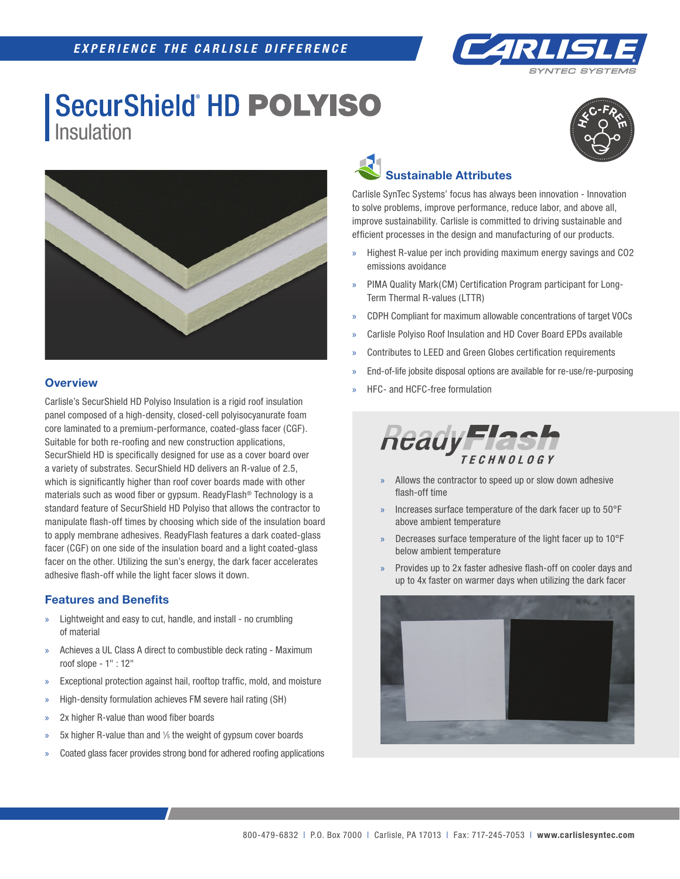# SecurShield® HD POLYISO Insulation

## Overview

Carlisle's SecurShield HD Polyiso Insulation is a rigid roof insulation panel composed of a high-density, closed-cell polyisocyanurate foam core laminated to a premium-performance, coated-glass facer (CGF). Suitable for both re-roofing and new construction applications, SecurShield HD is specifically designed for use as a cover board over a variety of substrates. SecurShield HD delivers an R-value of 2.5, which is significantly higher than roof cover boards made with other materials such as wood fiber or gypsum. ReadyFlash® Technology is a standard feature of SecurShield HD Polyiso that allows the contractor to manipulate flash-off times by choosing which side of the insulation board to apply membrane adhesives. ReadyFlash features a dark coated-glass facer (CGF) on one side of the insulation board and a light coated-glass facer on the other. Utilizing the sun's energy, the dark facer accelerates adhesive flash-off while the light facer slows it down.

## Features and Benefits

- Lightweight and easy to cut, handle, and install - no crumbling of material
- Achieves a UL Class A direct to combustible deck rating - Maximum roof slope - 1" : 12"
- Exceptional protection against hail, rooftop traffic, mold, and moisture
- High-density formulation achieves FM severe hail rating (SH)
- 2x higher R-value than wood fiber boards
- 5x higher R-value than and ⅓ the weight of gypsum cover boards
- Coated glass facer provides strong bond for adhered roofing applications

## Sustainable Attributes

Carlisle SynTec Systems' focus has always been innovation - Innovation to solve problems, improve performance, reduce labor, and above all, improve sustainability. Carlisle is committed to driving sustainable and efficient processes in the design and manufacturing of our products.

- Highest R-value per inch providing maximum energy savings and CO2 emissions avoidance
- PIMA Quality Mark(CM) Certification Program participant for Long-Term Thermal R-values (LTTR)
- CDPH Compliant for maximum allowable concentrations of target VOCs
- Carlisle Polyiso Roof Insulation and HD Cover Board EPDs available
- Contributes to LEED and Green Globes certification requirements
- End-of-life jobsite disposal options are available for re-use/re-purposing
- HFC- and HCFC-free formulation

## ReadyFlash TECHNOLOGY

- Allows the contractor to speed up or slow down adhesive flash-off time
- Increases surface temperature of the dark facer up to 50°F above ambient temperature
- Decreases surface temperature of the light facer up to 10°F below ambient temperature
- Provides up to 2x faster adhesive flash-off on cooler days and up to 4x faster on warmer days when utilizing the dark facer

800-479-6832 | P.O. Box 7000 | Carlisle, PA 17013 | Fax: 717-245-7053 | **www.carlislesyntec.com**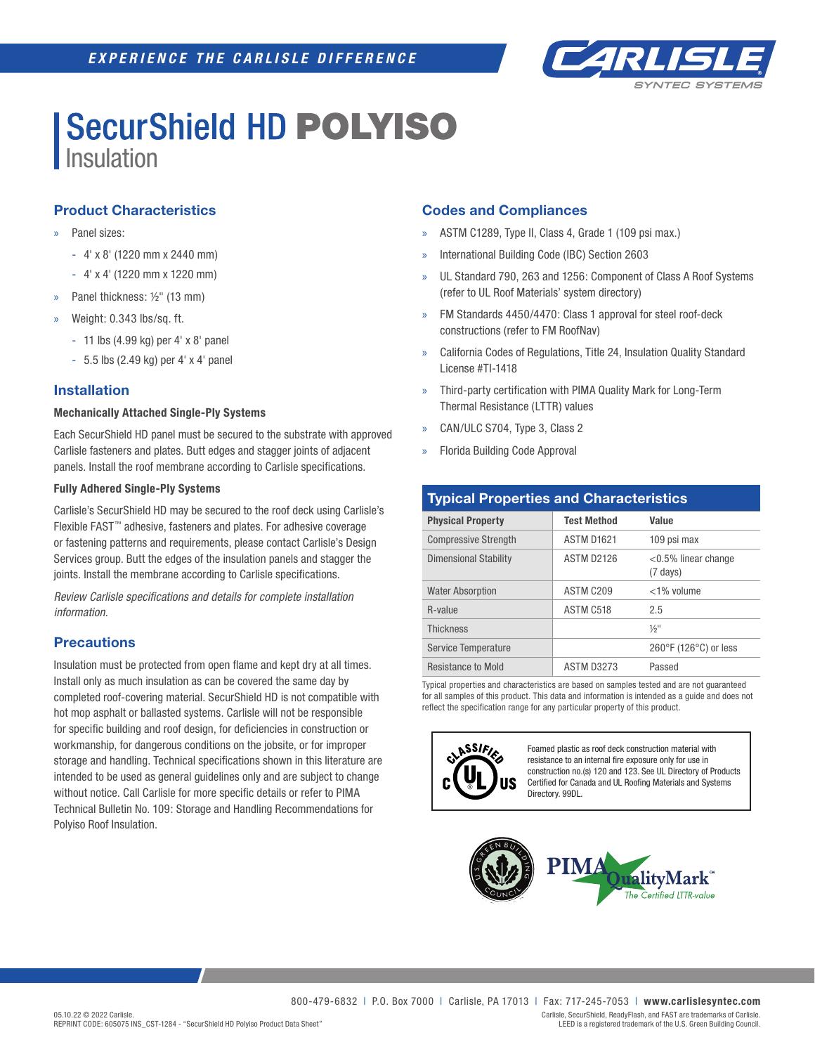EXPERIENCE THE CARLISLE DIFFERENCE

# SecurShield HD POLYISO
Insulation

## Product Characteristics

- Panel sizes:
  - 4' x 8' (1220 mm x 2440 mm)
  - 4' x 4' (1220 mm x 1220 mm)
- Panel thickness: ½" (13 mm)
- Weight: 0.343 lbs/sq. ft.
  - 11 lbs (4.99 kg) per 4' x 8' panel
  - 5.5 lbs (2.49 kg) per 4' x 4' panel

## Installation

**Mechanically Attached Single-Ply Systems**

Each SecurShield HD panel must be secured to the substrate with approved Carlisle fasteners and plates. Butt edges and stagger joints of adjacent panels. Install the roof membrane according to Carlisle specifications.

**Fully Adhered Single-Ply Systems**

Carlisle's SecurShield HD may be secured to the roof deck using Carlisle's Flexible FAST™ adhesive, fasteners and plates. For adhesive coverage or fastening patterns and requirements, please contact Carlisle's Design Services group. Butt the edges of the insulation panels and stagger the joints. Install the membrane according to Carlisle specifications.

*Review Carlisle specifications and details for complete installation information.*

## Precautions

Insulation must be protected from open flame and kept dry at all times. Install only as much insulation as can be covered the same day by completed roof-covering material. SecurShield HD is not compatible with hot mop asphalt or ballasted systems. Carlisle will not be responsible for specific building and roof design, for deficiencies in construction or workmanship, for dangerous conditions on the jobsite, or for improper storage and handling. Technical specifications shown in this literature are intended to be used as general guidelines only and are subject to change without notice. Call Carlisle for more specific details or refer to PIMA Technical Bulletin No. 109: Storage and Handling Recommendations for Polyiso Roof Insulation.

## Codes and Compliances

- ASTM C1289, Type II, Class 4, Grade 1 (109 psi max.)
- International Building Code (IBC) Section 2603
- UL Standard 790, 263 and 1256: Component of Class A Roof Systems (refer to UL Roof Materials' system directory)
- FM Standards 4450/4470: Class 1 approval for steel roof-deck constructions (refer to FM RoofNav)
- California Codes of Regulations, Title 24, Insulation Quality Standard License #TI-1418
- Third-party certification with PIMA Quality Mark for Long-Term Thermal Resistance (LTTR) values
- CAN/ULC S704, Type 3, Class 2
- Florida Building Code Approval

## Typical Properties and Characteristics

| Physical Property | Test Method | Value |
|---|---|---|
| Compressive Strength | ASTM D1621 | 109 psi max |
| Dimensional Stability | ASTM D2126 | <0.5% linear change (7 days) |
| Water Absorption | ASTM C209 | <1% volume |
| R-value | ASTM C518 | 2.5 |
| Thickness | | ½" |
| Service Temperature | | 260°F (126°C) or less |
| Resistance to Mold | ASTM D3273 | Passed |

Typical properties and characteristics are based on samples tested and are not guaranteed for all samples of this product. This data and information is intended as a guide and does not reflect the specification range for any particular property of this product.

Foamed plastic as roof deck construction material with resistance to an internal fire exposure only for use in construction no.(s) 120 and 123. See UL Directory of Products Certified for Canada and UL Roofing Materials and Systems Directory. 99DL.

800-479-6832 | P.O. Box 7000 | Carlisle, PA 17013 | Fax: 717-245-7053 | www.carlislesyntec.com

05.10.22 © 2022 Carlisle.
REPRINT CODE: 605075 INS_CST-1284 - "SecurShield HD Polyiso Product Data Sheet"

Carlisle, SecurShield, ReadyFlash, and FAST are trademarks of Carlisle.
LEED is a registered trademark of the U.S. Green Building Council.